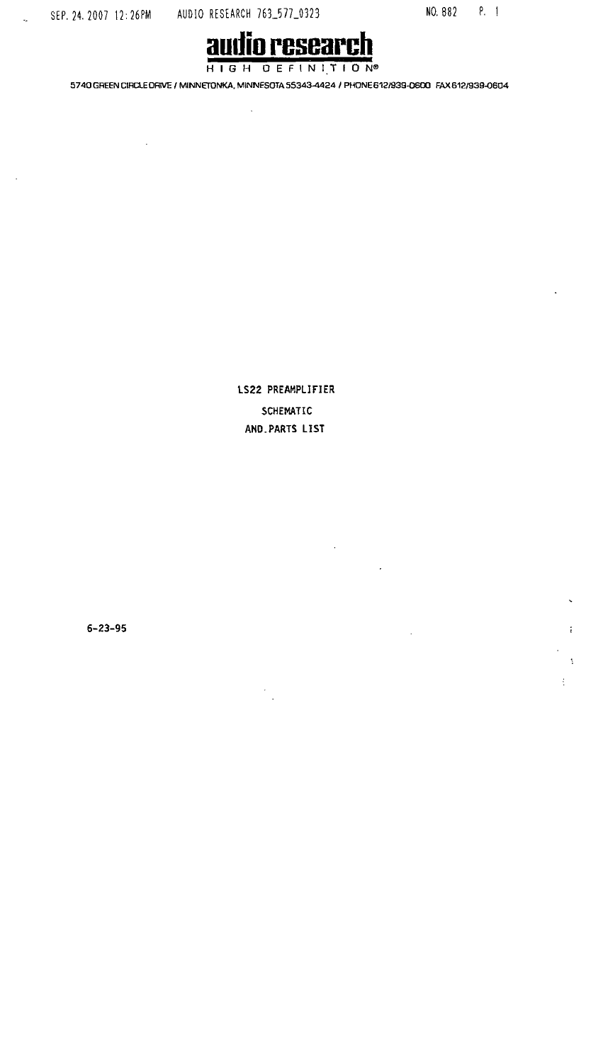# audio research

HIGH DEFINITION®

5740 GREEN CIRCLE DRIVE / MINNETONKA, MINNESOTA 55343-4424 / PHONE 612/939-0600 FAX 612/939-0604

LS22 PREAMPLIFIER

SCHEMATIC

AND PARTS LIST

6-23-95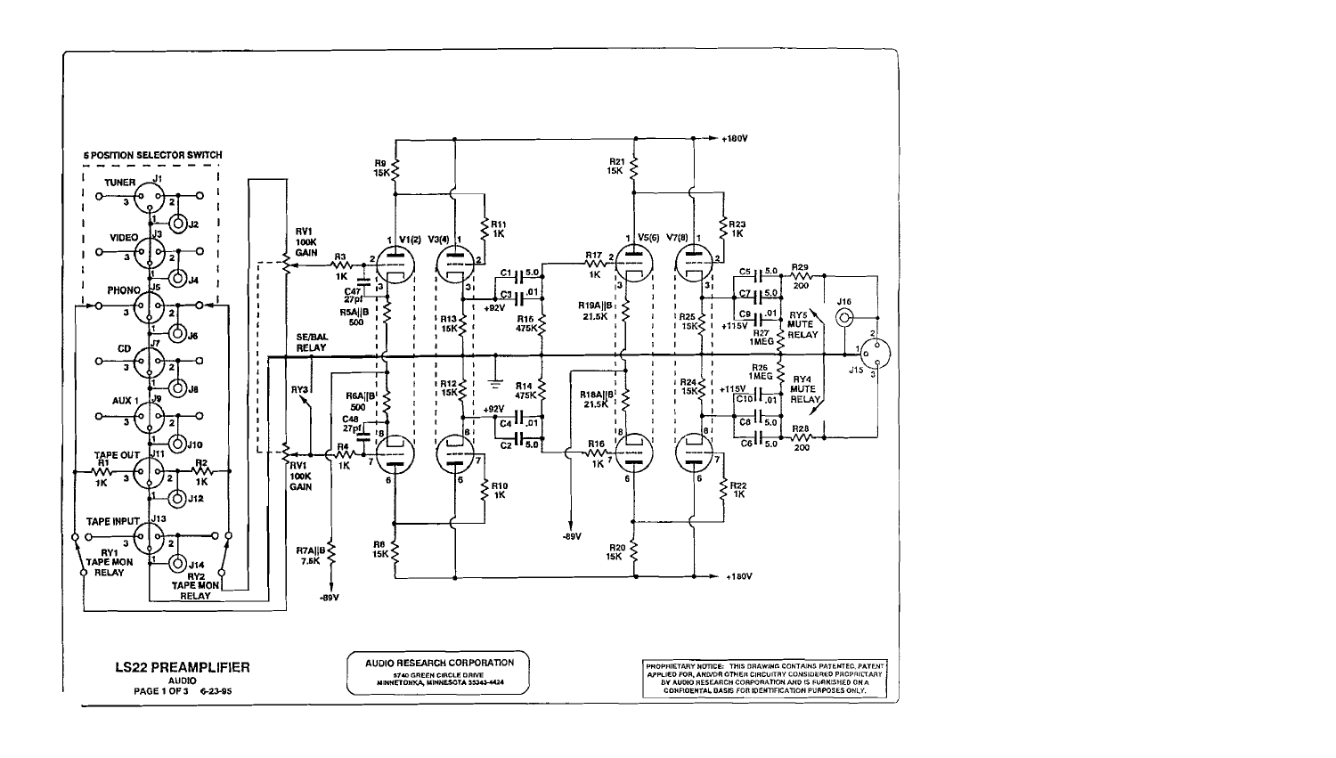**5 POSITION SELECTOR SWITCH**

TUNER J1, J2 · VIDEO J3, J4 · PHONO J5, J6 · CD J7, J8 · AUX 1 J9, J10 · TAPE OUT J11, J12 (R1 1K, R2 1K) · TAPE INPUT J13, J14

RY1 TAPE MON RELAY · RY2 TAPE MON RELAY · RY3 SE/BAL RELAY

RV1 100K GAIN · R3 1K · R4 1K · C47 27pf · C48 27pf · R5A||B 500 · R6A||B 500 · R7A||B 7.5K · -89V

V1(2) · V3(4) · V5(6) · V7(8)

R9 15K · R11 1K · R13 15K · R12 15K · R10 1K · R8 15K · C1 5.0 · C3 .01 · C4 .01 · C2 5.0 · +92V · R15 475K · R14 475K

R17 1K · R16 1K · R19A||B 21.5K · R18A||B 21.5K · R21 15K · R20 15K · R23 1K · R22 1K · R25 15K · R24 15K · -89V

C5 5.0 · C7 5.0 · C9 .01 · C10 .01 · C8 5.0 · C6 5.0 · +115V · R27 1MEG · R26 1MEG · R29 200 · R28 200 · RY5 MUTE RELAY · RY4 MUTE RELAY · J16 · J15

+180V

## LS22 PREAMPLIFIER

AUDIO

PAGE 1 OF 3 6-23-95

**AUDIO RESEARCH CORPORATION**

5740 GREEN CIRCLE DRIVE
MINNETONKA, MINNESOTA 55343-4424

PROPRIETARY NOTICE: THIS DRAWING CONTAINS PATENTED, PATENT APPLIED FOR, AND/OR OTHER CIRCUITRY CONSIDERED PROPRIETARY BY AUDIO RESEARCH CORPORATION AND IS FURNISHED ON A CONFIDENTIAL BASIS FOR IDENTIFICATION PURPOSES ONLY.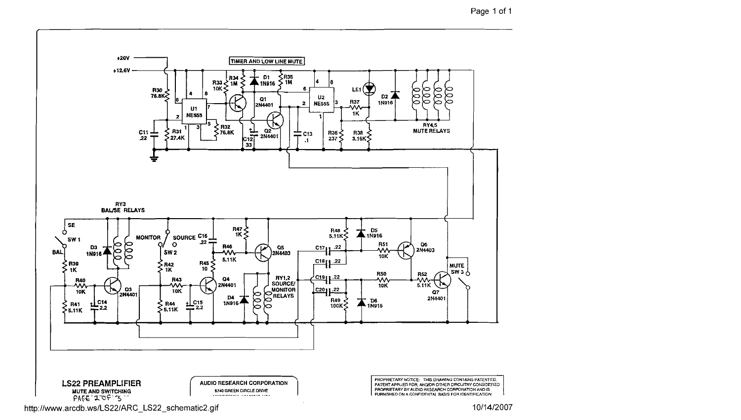TIMER AND LOW LINE MUTE

+20V

+12.6V

R30 76.8K

C11 .22

R31 27.4K

U1 NE555

R32 76.8K

R33 10K

R34 1M

D1 1N916

Q1 2N4401

Q2 2N4401

C12 33

R35 1M

U2 NE555

C13 .1

R36 237

R37 1K

R38 3.16K

LE1

D2 1N916

RY4,5 MUTE RELAYS

RY3 BAL/SE RELAYS

SE

SW 1

BAL

D3 1N916

R39 1K

R40 10K

R41 5.11K

C14 2.2

Q3 2N4401

MONITOR

SOURCE

SW 2

C16 .22

R42 1K

R43 10K

R44 5.11K

C15 2.2

R45 10

Q4 2N4401

R46 5.11K

R47 1K

Q5 2N4403

D4 1N916

RY1,2 SOURCE/ MONITOR RELAYS

R48 5.11K

D5 1N916

C17 .22

C18 .22

C19 .22

C20 .22

R49 100K

D6 1N916

R51 10K

R50 10K

Q6 2N4403

R52 5.11K

Q7 2N4401

MUTE SW 3

**LS22 PREAMPLIFIER**

**MUTE AND SWITCHING**

PAGE 2 OF 3

AUDIO RESEARCH CORPORATION

5740 GREEN CIRCLE DRIVE

PROPRIETARY NOTICE: THIS DRAWING CONTAINS PATENTED, PATENT APPLIED FOR, AND/OR OTHER CIRCUITRY CONSIDERED PROPRIETARY BY AUDIO RESEARCH CORPORATION AND IS FURNISHED ON A CONFIDENTIAL BASIS FOR IDENTIFICATION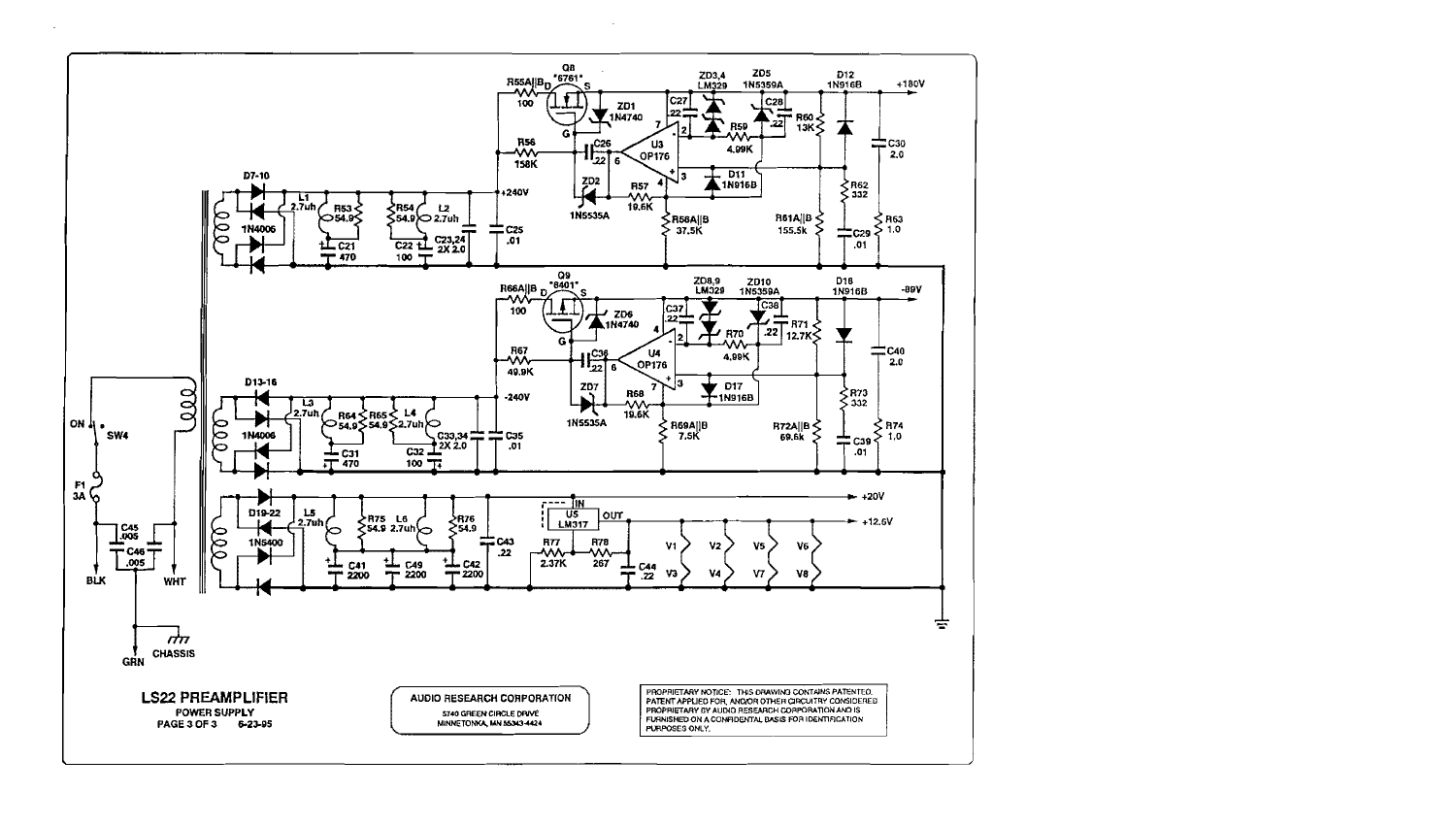# LS22 PREAMPLIFIER

**POWER SUPPLY**

PAGE 3 OF 3 6-23-95

**AUDIO RESEARCH CORPORATION**

5740 GREEN CIRCLE DRIVE
MINNETONKA, MN 55343-4424

PROPRIETARY NOTICE: THIS DRAWING CONTAINS PATENTED, PATENT APPLIED FOR, AND/OR OTHER CIRCUITRY CONSIDERED PROPRIETARY BY AUDIO RESEARCH CORPORATION AND IS FURNISHED ON A CONFIDENTIAL BASIS FOR IDENTIFICATION PURPOSES ONLY.

Q8 "6761" D S G; R55A||B 100; ZD1 1N4740; C27 .22; ZD3,4 LM329; ZD5 1N5359A; C28 .22; R59 4.99K; D12 1N916B; +180V; R60 13K; C30 2.0; R56 158K; C26 .22; U3 OP176; D11 1N916B; R62 332; R63 1.0; +240V; ZD2 1N5535A; R57 19.6K; R58A||B 37.5K; R61A||B 155.5k; C29 .01; D7-10 1N4006; L1 2.7uh; R53 54.9; C21 470; R54 54.9; C22 100; L2 2.7uh; C23,24 2X 2.0; C25 .01

Q9 "8401" D S G; R66A||B 100; ZD6 1N4740; C37 .22; ZD8,9 LM329; ZD10 1N5359A; C38 .22; R70 4.99K; D18 1N916B; -89V; R71 12.7K; C40 2.0; R67 49.9K; C36 .22; U4 OP176; D17 1N916B; R73 332; R74 1.0; -240V; ZD7 1N5535A; R68 19.6K; R69A||B 7.5K; R72A||B 69.6k; C39 .01; D13-16 1N4006; L3 2.7uh; R64 54.9; R65 54.9; C31 470; L4 2.7uh; C32 100; C33,34 2X 2.0; C35 .01

D19-22 1N5400; L5 2.7uh; R75 54.9; L6 2.7uh; R76 54.9; C41 2200; C49 2200; C42 2200; C43 .22; U5 LM317 IN OUT; R77 2.37K; R78 267; C44 .22; +20V; +12.6V; V1 V3; V2 V4; V5 V7; V6 V8

ON SW4; F1 3A; C45 .005; C46 .005; BLK; WHT; GRN; CHASSIS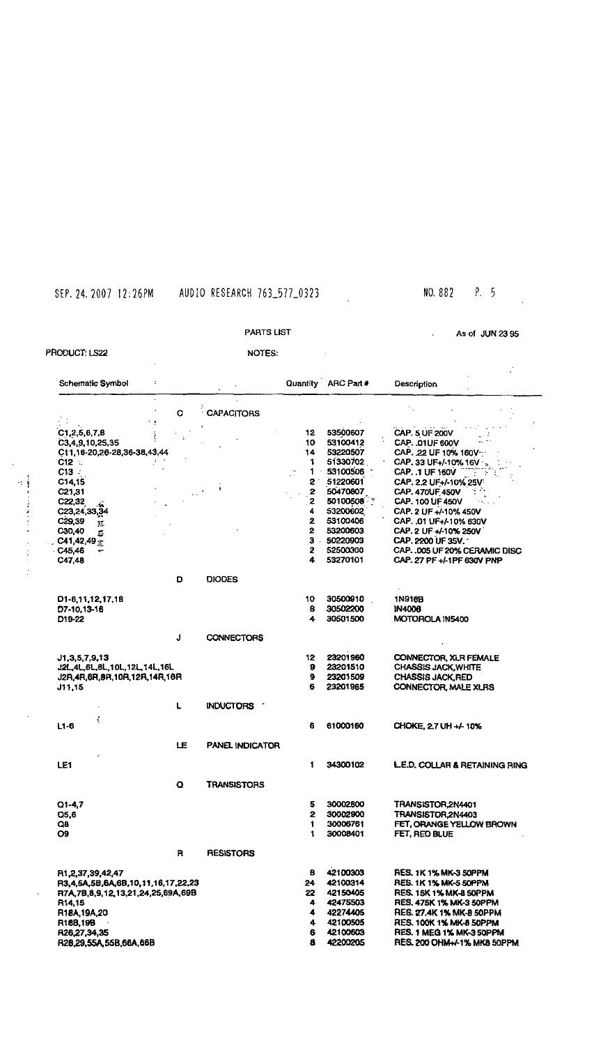PARTS LIST

As of JUN 23 95

PRODUCT: LS22

NOTES:

| Schematic Symbol | | | Quantity | ARC Part # | Description |
|---|---|---|---|---|---|
| | C | CAPACITORS | | | |
| C1,2,5,6,7,8 | | | 12 | 53500607 | CAP. 5 UF 200V |
| C3,4,9,10,25,35 | | | 10 | 53100412 | CAP. .01UF 600V |
| C11,16-20,26-28,36-38,43,44 | | | 14 | 53220507 | CAP. .22 UF 10% 160V |
| C12 | | | 1 | 51330702 | CAP. 33 UF+/-10% 16V |
| C13 | | | 1 | 53100506 | CAP. .1 UF 160V |
| C14,15 | | | 2 | 51220601 | CAP. 2.2 UF+/-10% 25V |
| C21,31 | | | 2 | 50470807 | CAP. 470UF 450V |
| C22,32 | | | 2 | 50100508 | CAP. 100 UF 450V |
| C23,24,33,34 | | | 4 | 53200602 | CAP. 2 UF +/-10% 450V |
| C29,39 | | | 2 | 53100406 | CAP. .01 UF+/-10% 630V |
| C30,40 | | | 2 | 53200603 | CAP. 2 UF +/-10% 250V |
| C41,42,49 | | | 3 | 50220903 | CAP. 2200 UF 35V. |
| C45,46 | | | 2 | 52500300 | CAP. .005 UF 20% CERAMIC DISC |
| C47,48 | | | 4 | 53270101 | CAP. 27 PF +/-1PF 630V PNP |
| | D | DIODES | | | |
| D1-6,11,12,17,18 | | | 10 | 30500910 | 1N916B |
| D7-10,13-16 | | | 8 | 30502200 | IN4006 |
| D19-22 | | | 4 | 30501500 | MOTOROLA IN5400 |
| | J | CONNECTORS | | | |
| J1,3,5,7,9,13 | | | 12 | 23201960 | CONNECTOR, XLR FEMALE |
| J2L,4L,6L,8L,10L,12L,14L,16L | | | 9 | 23201510 | CHASSIS JACK,WHITE |
| J2R,4R,6R,8R,10R,12R,14R,16R | | | 9 | 23201509 | CHASSIS JACK,RED |
| J11,15 | | | 6 | 23201965 | CONNECTOR, MALE XLRS |
| | L | INDUCTORS | | | |
| L1-6 | | | 6 | 61000160 | CHOKE, 2.7 UH +/- 10% |
| | LE | PANEL INDICATOR | | | |
| LE1 | | | 1 | 34300102 | L.E.D. COLLAR & RETAINING RING |
| | Q | TRANSISTORS | | | |
| Q1-4,7 | | | 5 | 30002800 | TRANSISTOR,2N4401 |
| Q5,6 | | | 2 | 30002900 | TRANSISTOR,2N4403 |
| Q8 | | | 1 | 30006761 | FET, ORANGE YELLOW BROWN |
| Q9 | | | 1 | 30008401 | FET, RED BLUE |
| | R | RESISTORS | | | |
| R1,2,37,39,42,47 | | | 8 | 42100303 | RES. 1K 1% MK-3 50PPM |
| R3,4,5A,5B,6A,6B,10,11,16,17,22,23 | | | 24 | 42100314 | RES. 1K 1% MK-5 50PPM |
| R7A,7B,8,9,12,13,21,24,25,69A,69B | | | 22 | 42150405 | RES. 15K 1% MK-8 50PPM |
| R14,15 | | | 4 | 42475503 | RES. 475K 1% MK-3 50PPM |
| R18A,19A,20 | | | 4 | 42274405 | RES. 27.4K 1% MK-8 50PPM |
| R18B,19B | | | 4 | 42100505 | RES. 100K 1% MK-8 50PPM |
| R26,27,34,35 | | | 6 | 42100603 | RES. 1 MEG 1% MK-3 50PPM |
| R28,29,55A,55B,66A,66B | | | 8 | 42200205 | RES. 200 OHM+/-1% MK8 50PPM |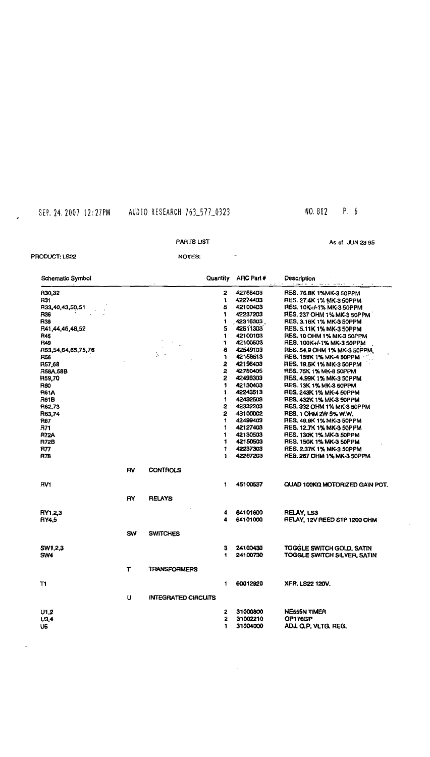PARTS LIST

As of JUN 23 95

PRODUCT: LS22

NOTES:

| Schematic Symbol | | | Quantity | ARC Part # | Description |
|---|---|---|---|---|---|
| R30,32 | | | 2 | 42768403 | RES. 76.8K 1%MK-3 50PPM |
| R31 | | | 1 | 42274403 | RES. 27.4K 1% MK-3 50PPM |
| R33,40,43,50,51 | | | 5 | 42100403 | RES. 10K+/-1% MK-3 50PPM |
| R36 | | | 1 | 42237203 | RES. 237 OHM 1% MK-3 50PPM |
| R38 | | | 1 | 42316303 | RES. 3.16K 1% MK-3 50PPM |
| R41,44,46,48,52 | | | 5 | 42511303 | RES. 5.11K 1% MK-3 50PPM |
| R45 | | | 1 | 42100103 | RES. 10 OHM 1% MK-3 50PPM |
| R49 | | | 1 | 42100503 | RES. 100K+/-1% MK-3 50PPM |
| R53,54,64,65,75,76 | | | 6 | 42549103 | RES. 54.9 OHM 1% MK-3 50PPM |
| R56 | | | 1 | 42158513 | RES. 158K 1% MK-4 50PPM |
| R57,68 | | | 2 | 42196403 | RES. 19.6K 1% MK-3 50PPM |
| R58A,58B | | | 2 | 42750405 | RES. 75K 1% MK-8 50PPM |
| R59,70 | | | 2 | 42499303 | RES. 4.99K 1% MK-3 50PPM |
| R60 | | | 1 | 42130403 | RES. 13K 1% MK-3 50PPM |
| R61A | | | 1 | 42243513 | RES. 243K 1% MK-4 50PPM |
| R61B | | | 1 | 42432503 | RES. 432K 1% MK-3 50PPM |
| R62,73 | | | 2 | 42332203 | RES. 332 OHM 1% MK-3 50PPM |
| R63,74 | | | 2 | 43100002 | RES. 1 OHM 2W 5% W.W. |
| R67 | | | 1 | 42499403 | RES. 49.9K 1% MK-3 50PPM |
| R71 | | | 1 | 42127403 | RES. 12.7K 1% MK-3 50PPM |
| R72A | | | 1 | 42130503 | RES. 130K 1% MK-3 50PPM |
| R72B | | | 1 | 42150503 | RES. 150K 1% MK-3 50PPM |
| R77 | | | 1 | 42237303 | RES. 2.37K 1% MK-3 50PPM |
| R78 | | | 1 | 42267203 | RES. 267 OHM 1% MK-3 50PPM |
| | RV | CONTROLS | | | |
| RV1 | | | 1 | 45100537 | QUAD 100KΩ MOTORIZED GAIN POT. |
| | RY | RELAYS | | | |
| RY1,2,3 | | | 4 | 64101600 | RELAY, LS3 |
| RY4,5 | | | 4 | 64101000 | RELAY, 12V REED S1P 1200 OHM |
| | SW | SWITCHES | | | |
| SW1,2,3 | | | 3 | 24100430 | TOGGLE SWITCH GOLD, SATIN |
| SW4 | | | 1 | 24100730 | TOGGLE SWITCH SILVER, SATIN |
| | T | TRANSFORMERS | | | |
| T1 | | | 1 | 60012920 | XFR. LS22 120V. |
| | U | INTEGRATED CIRCUITS | | | |
| U1,2 | | | 2 | 31000800 | NE555N TIMER |
| U3,4 | | | 2 | 31002210 | OP176GP |
| U5 | | | 1 | 31004000 | ADJ. O.P. VLTG. REG. |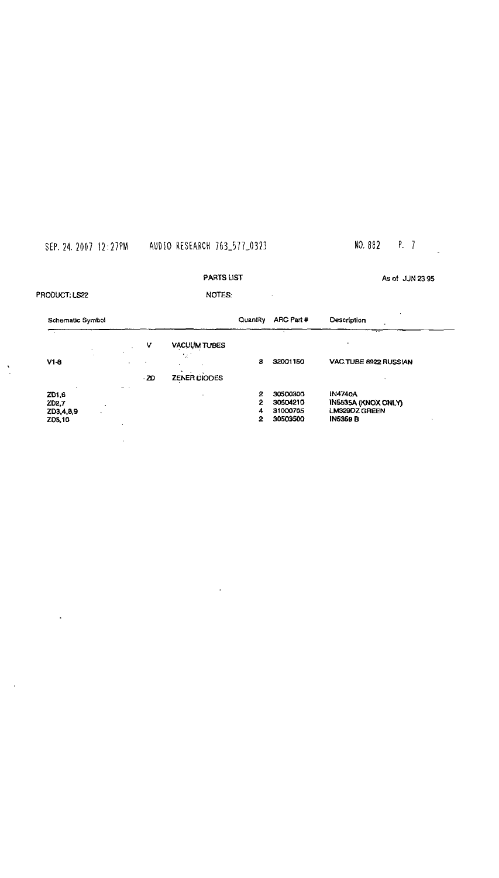PARTS LIST

As of JUN 23 95

PRODUCT: LS22

NOTES:

| Schematic Symbol | | | Quantity | ARC Part # | Description |
|---|---|---|---|---|---|
| | V | VACUUM TUBES | | | |
| V1-8 | | | 8 | 32001150 | VAC.TUBE 6922 RUSSIAN |
| | ZD | ZENER DIODES | | | |
| ZD1,6 | | | 2 | 30500300 | IN4740A |
| ZD2,7 | | | 2 | 30504210 | IN5535A (KNOX ONLY) |
| ZD3,4,8,9 | | | 4 | 31000705 | LM329DZ GREEN |
| ZD5,10 | | | 2 | 30503500 | IN5359 B |